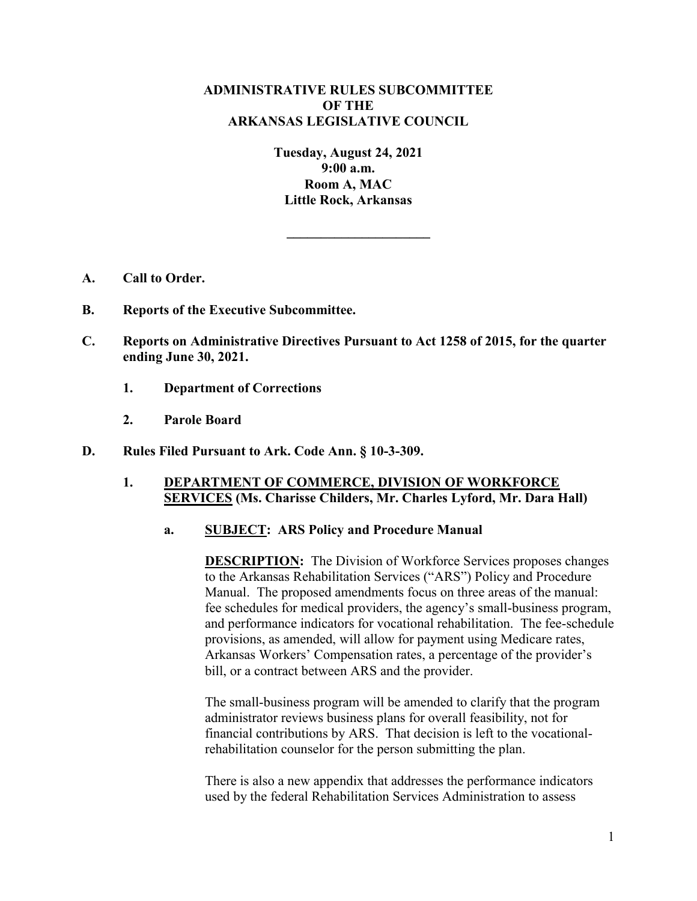**ADMINISTRATIVE RULES SUBCOMMITTEE**
**OF THE**
**ARKANSAS LEGISLATIVE COUNCIL**

**Tuesday, August 24, 2021**
**9:00 a.m.**
**Room A, MAC**
**Little Rock, Arkansas**

---

**A. Call to Order.**

**B. Reports of the Executive Subcommittee.**

**C. Reports on Administrative Directives Pursuant to Act 1258 of 2015, for the quarter ending June 30, 2021.**

**1. Department of Corrections**

**2. Parole Board**

**D. Rules Filed Pursuant to Ark. Code Ann. § 10-3-309.**

**1. <u>DEPARTMENT OF COMMERCE, DIVISION OF WORKFORCE SERVICES</u> (Ms. Charisse Childers, Mr. Charles Lyford, Mr. Dara Hall)**

**a. <u>SUBJECT</u>: ARS Policy and Procedure Manual**

**<u>DESCRIPTION</u>:** The Division of Workforce Services proposes changes to the Arkansas Rehabilitation Services ("ARS") Policy and Procedure Manual. The proposed amendments focus on three areas of the manual: fee schedules for medical providers, the agency's small-business program, and performance indicators for vocational rehabilitation. The fee-schedule provisions, as amended, will allow for payment using Medicare rates, Arkansas Workers' Compensation rates, a percentage of the provider's bill, or a contract between ARS and the provider.

The small-business program will be amended to clarify that the program administrator reviews business plans for overall feasibility, not for financial contributions by ARS. That decision is left to the vocational-rehabilitation counselor for the person submitting the plan.

There is also a new appendix that addresses the performance indicators used by the federal Rehabilitation Services Administration to assess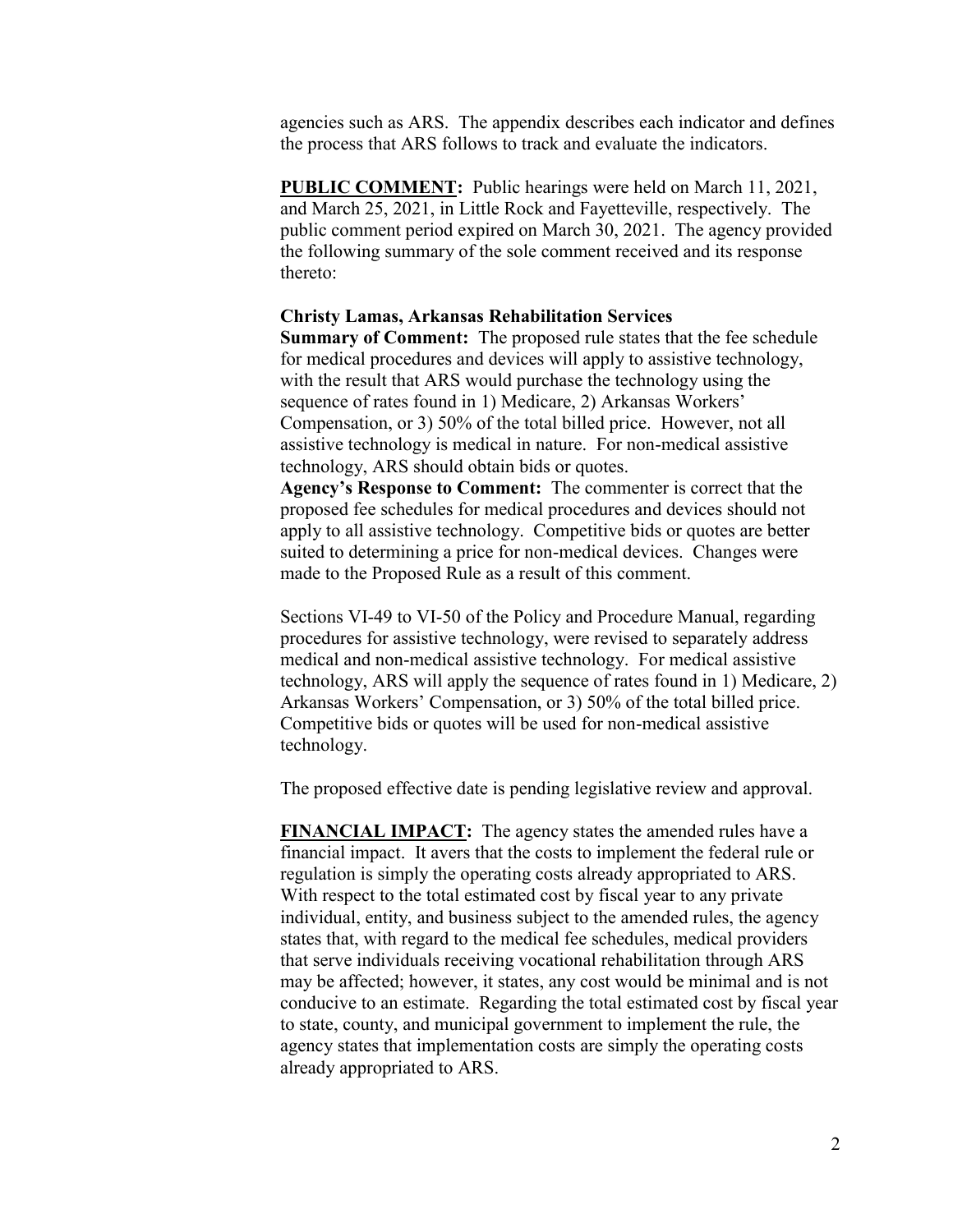agencies such as ARS. The appendix describes each indicator and defines the process that ARS follows to track and evaluate the indicators.

**PUBLIC COMMENT:** Public hearings were held on March 11, 2021, and March 25, 2021, in Little Rock and Fayetteville, respectively. The public comment period expired on March 30, 2021. The agency provided the following summary of the sole comment received and its response thereto:

**Christy Lamas, Arkansas Rehabilitation Services**
**Summary of Comment:** The proposed rule states that the fee schedule for medical procedures and devices will apply to assistive technology, with the result that ARS would purchase the technology using the sequence of rates found in 1) Medicare, 2) Arkansas Workers' Compensation, or 3) 50% of the total billed price. However, not all assistive technology is medical in nature. For non-medical assistive technology, ARS should obtain bids or quotes.
**Agency's Response to Comment:** The commenter is correct that the proposed fee schedules for medical procedures and devices should not apply to all assistive technology. Competitive bids or quotes are better suited to determining a price for non-medical devices. Changes were made to the Proposed Rule as a result of this comment.

Sections VI-49 to VI-50 of the Policy and Procedure Manual, regarding procedures for assistive technology, were revised to separately address medical and non-medical assistive technology. For medical assistive technology, ARS will apply the sequence of rates found in 1) Medicare, 2) Arkansas Workers' Compensation, or 3) 50% of the total billed price. Competitive bids or quotes will be used for non-medical assistive technology.

The proposed effective date is pending legislative review and approval.

**FINANCIAL IMPACT:** The agency states the amended rules have a financial impact. It avers that the costs to implement the federal rule or regulation is simply the operating costs already appropriated to ARS. With respect to the total estimated cost by fiscal year to any private individual, entity, and business subject to the amended rules, the agency states that, with regard to the medical fee schedules, medical providers that serve individuals receiving vocational rehabilitation through ARS may be affected; however, it states, any cost would be minimal and is not conducive to an estimate. Regarding the total estimated cost by fiscal year to state, county, and municipal government to implement the rule, the agency states that implementation costs are simply the operating costs already appropriated to ARS.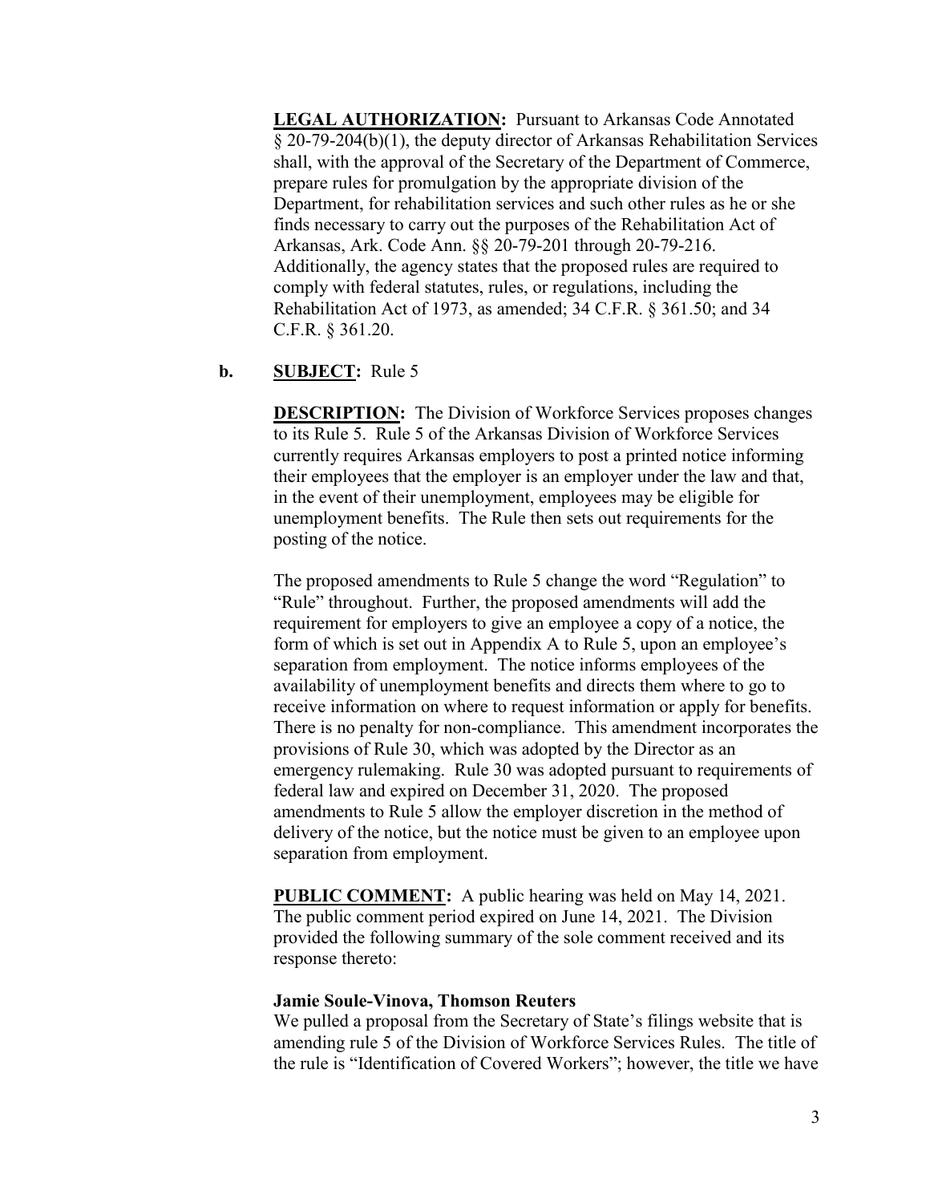**LEGAL AUTHORIZATION:** Pursuant to Arkansas Code Annotated § 20-79-204(b)(1), the deputy director of Arkansas Rehabilitation Services shall, with the approval of the Secretary of the Department of Commerce, prepare rules for promulgation by the appropriate division of the Department, for rehabilitation services and such other rules as he or she finds necessary to carry out the purposes of the Rehabilitation Act of Arkansas, Ark. Code Ann. §§ 20-79-201 through 20-79-216. Additionally, the agency states that the proposed rules are required to comply with federal statutes, rules, or regulations, including the Rehabilitation Act of 1973, as amended; 34 C.F.R. § 361.50; and 34 C.F.R. § 361.20.

**b. SUBJECT:** Rule 5

**DESCRIPTION:** The Division of Workforce Services proposes changes to its Rule 5. Rule 5 of the Arkansas Division of Workforce Services currently requires Arkansas employers to post a printed notice informing their employees that the employer is an employer under the law and that, in the event of their unemployment, employees may be eligible for unemployment benefits. The Rule then sets out requirements for the posting of the notice.

The proposed amendments to Rule 5 change the word "Regulation" to "Rule" throughout. Further, the proposed amendments will add the requirement for employers to give an employee a copy of a notice, the form of which is set out in Appendix A to Rule 5, upon an employee's separation from employment. The notice informs employees of the availability of unemployment benefits and directs them where to go to receive information on where to request information or apply for benefits. There is no penalty for non-compliance. This amendment incorporates the provisions of Rule 30, which was adopted by the Director as an emergency rulemaking. Rule 30 was adopted pursuant to requirements of federal law and expired on December 31, 2020. The proposed amendments to Rule 5 allow the employer discretion in the method of delivery of the notice, but the notice must be given to an employee upon separation from employment.

**PUBLIC COMMENT:** A public hearing was held on May 14, 2021. The public comment period expired on June 14, 2021. The Division provided the following summary of the sole comment received and its response thereto:

**Jamie Soule-Vinova, Thomson Reuters**

We pulled a proposal from the Secretary of State's filings website that is amending rule 5 of the Division of Workforce Services Rules. The title of the rule is "Identification of Covered Workers"; however, the title we have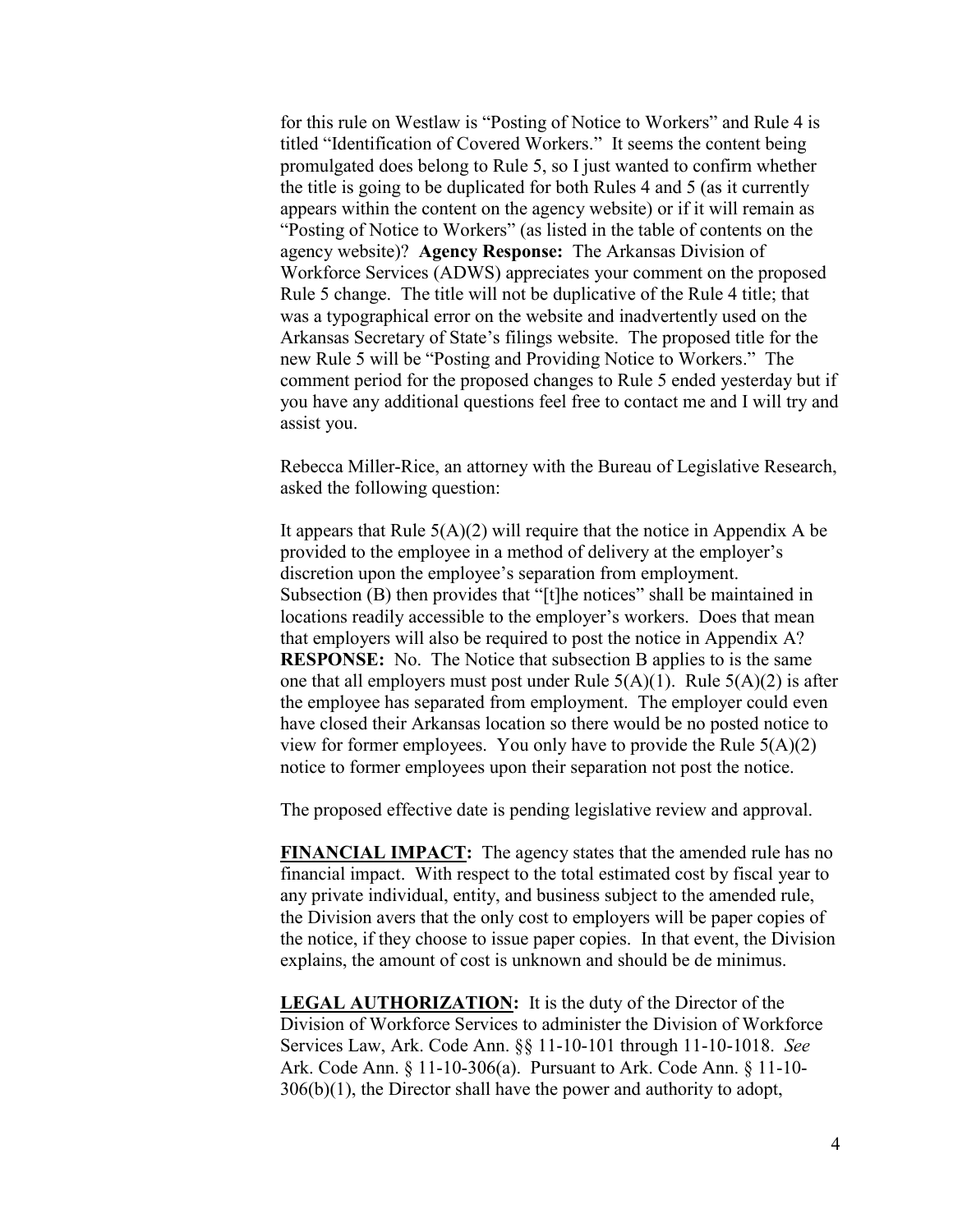for this rule on Westlaw is "Posting of Notice to Workers" and Rule 4 is titled "Identification of Covered Workers." It seems the content being promulgated does belong to Rule 5, so I just wanted to confirm whether the title is going to be duplicated for both Rules 4 and 5 (as it currently appears within the content on the agency website) or if it will remain as "Posting of Notice to Workers" (as listed in the table of contents on the agency website)? **Agency Response:** The Arkansas Division of Workforce Services (ADWS) appreciates your comment on the proposed Rule 5 change. The title will not be duplicative of the Rule 4 title; that was a typographical error on the website and inadvertently used on the Arkansas Secretary of State's filings website. The proposed title for the new Rule 5 will be "Posting and Providing Notice to Workers." The comment period for the proposed changes to Rule 5 ended yesterday but if you have any additional questions feel free to contact me and I will try and assist you.

Rebecca Miller-Rice, an attorney with the Bureau of Legislative Research, asked the following question:

It appears that Rule 5(A)(2) will require that the notice in Appendix A be provided to the employee in a method of delivery at the employer's discretion upon the employee's separation from employment. Subsection (B) then provides that "[t]he notices" shall be maintained in locations readily accessible to the employer's workers. Does that mean that employers will also be required to post the notice in Appendix A? **RESPONSE:** No. The Notice that subsection B applies to is the same one that all employers must post under Rule 5(A)(1). Rule 5(A)(2) is after the employee has separated from employment. The employer could even have closed their Arkansas location so there would be no posted notice to view for former employees. You only have to provide the Rule 5(A)(2) notice to former employees upon their separation not post the notice.

The proposed effective date is pending legislative review and approval.

**FINANCIAL IMPACT:** The agency states that the amended rule has no financial impact. With respect to the total estimated cost by fiscal year to any private individual, entity, and business subject to the amended rule, the Division avers that the only cost to employers will be paper copies of the notice, if they choose to issue paper copies. In that event, the Division explains, the amount of cost is unknown and should be de minimus.

**LEGAL AUTHORIZATION:** It is the duty of the Director of the Division of Workforce Services to administer the Division of Workforce Services Law, Ark. Code Ann. §§ 11-10-101 through 11-10-1018. *See* Ark. Code Ann. § 11-10-306(a). Pursuant to Ark. Code Ann. § 11-10-306(b)(1), the Director shall have the power and authority to adopt,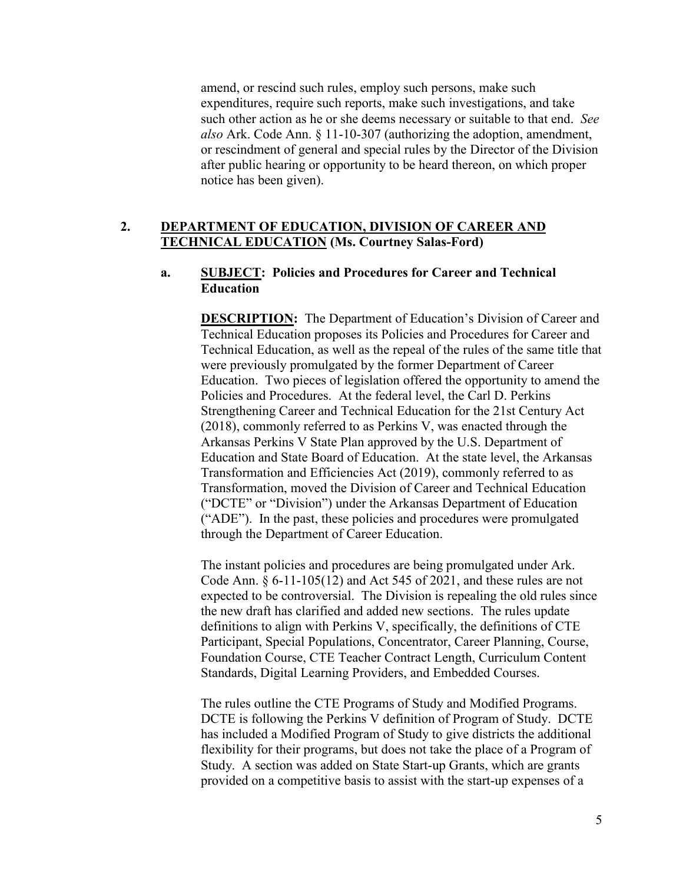amend, or rescind such rules, employ such persons, make such expenditures, require such reports, make such investigations, and take such other action as he or she deems necessary or suitable to that end. *See also* Ark. Code Ann. § 11-10-307 (authorizing the adoption, amendment, or rescindment of general and special rules by the Director of the Division after public hearing or opportunity to be heard thereon, on which proper notice has been given).

**2. <u>DEPARTMENT OF EDUCATION, DIVISION OF CAREER AND TECHNICAL EDUCATION</u> (Ms. Courtney Salas-Ford)**

**a. <u>SUBJECT</u>: Policies and Procedures for Career and Technical Education**

**<u>DESCRIPTION</u>:** The Department of Education's Division of Career and Technical Education proposes its Policies and Procedures for Career and Technical Education, as well as the repeal of the rules of the same title that were previously promulgated by the former Department of Career Education. Two pieces of legislation offered the opportunity to amend the Policies and Procedures. At the federal level, the Carl D. Perkins Strengthening Career and Technical Education for the 21st Century Act (2018), commonly referred to as Perkins V, was enacted through the Arkansas Perkins V State Plan approved by the U.S. Department of Education and State Board of Education. At the state level, the Arkansas Transformation and Efficiencies Act (2019), commonly referred to as Transformation, moved the Division of Career and Technical Education ("DCTE" or "Division") under the Arkansas Department of Education ("ADE"). In the past, these policies and procedures were promulgated through the Department of Career Education.

The instant policies and procedures are being promulgated under Ark. Code Ann. § 6-11-105(12) and Act 545 of 2021, and these rules are not expected to be controversial. The Division is repealing the old rules since the new draft has clarified and added new sections. The rules update definitions to align with Perkins V, specifically, the definitions of CTE Participant, Special Populations, Concentrator, Career Planning, Course, Foundation Course, CTE Teacher Contract Length, Curriculum Content Standards, Digital Learning Providers, and Embedded Courses.

The rules outline the CTE Programs of Study and Modified Programs. DCTE is following the Perkins V definition of Program of Study. DCTE has included a Modified Program of Study to give districts the additional flexibility for their programs, but does not take the place of a Program of Study. A section was added on State Start-up Grants, which are grants provided on a competitive basis to assist with the start-up expenses of a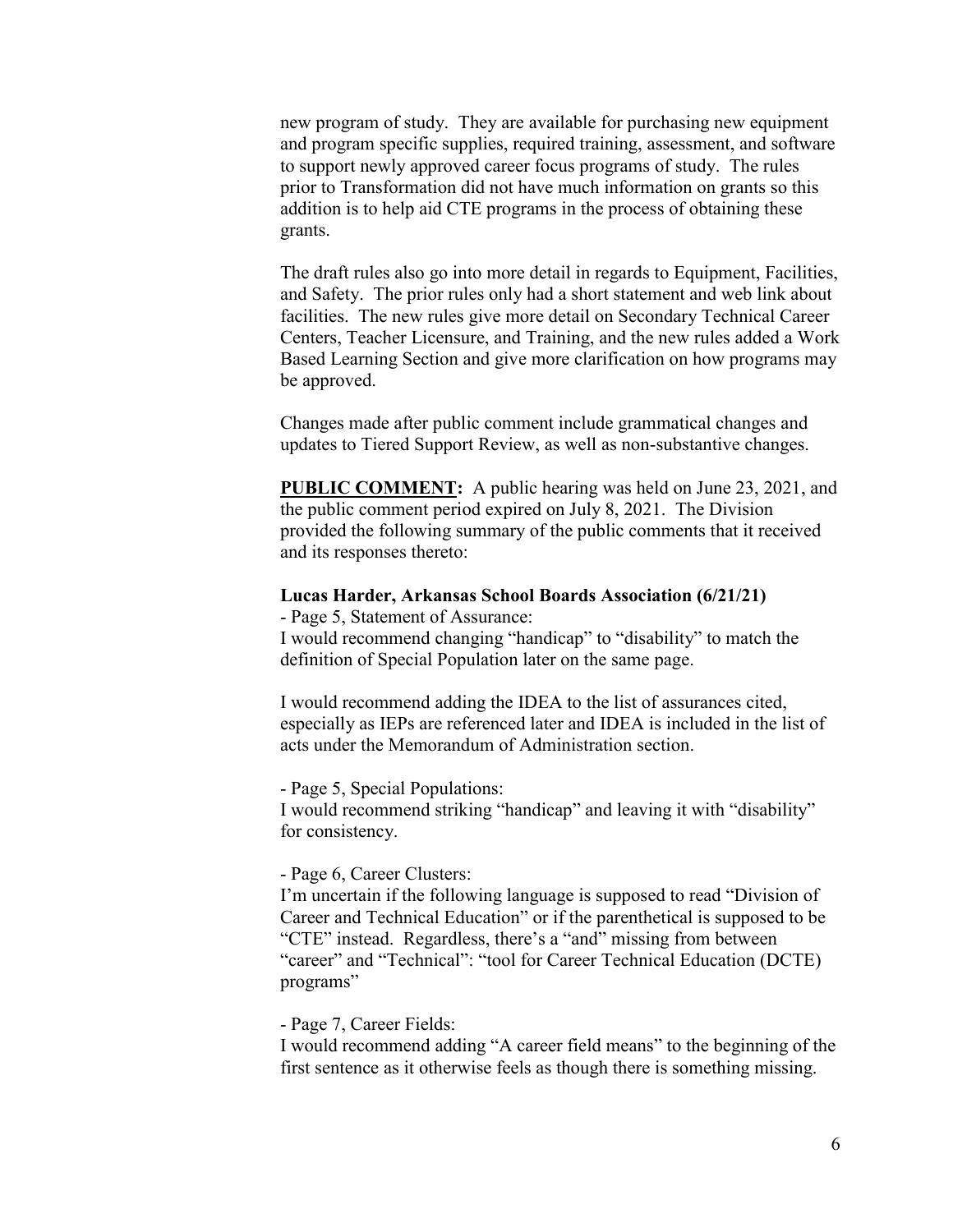new program of study. They are available for purchasing new equipment and program specific supplies, required training, assessment, and software to support newly approved career focus programs of study. The rules prior to Transformation did not have much information on grants so this addition is to help aid CTE programs in the process of obtaining these grants.

The draft rules also go into more detail in regards to Equipment, Facilities, and Safety. The prior rules only had a short statement and web link about facilities. The new rules give more detail on Secondary Technical Career Centers, Teacher Licensure, and Training, and the new rules added a Work Based Learning Section and give more clarification on how programs may be approved.

Changes made after public comment include grammatical changes and updates to Tiered Support Review, as well as non-substantive changes.

**PUBLIC COMMENT:** A public hearing was held on June 23, 2021, and the public comment period expired on July 8, 2021. The Division provided the following summary of the public comments that it received and its responses thereto:

**Lucas Harder, Arkansas School Boards Association (6/21/21)**

- Page 5, Statement of Assurance:

I would recommend changing "handicap" to "disability" to match the definition of Special Population later on the same page.

I would recommend adding the IDEA to the list of assurances cited, especially as IEPs are referenced later and IDEA is included in the list of acts under the Memorandum of Administration section.

- Page 5, Special Populations:

I would recommend striking "handicap" and leaving it with "disability" for consistency.

- Page 6, Career Clusters:

I'm uncertain if the following language is supposed to read "Division of Career and Technical Education" or if the parenthetical is supposed to be "CTE" instead. Regardless, there's a "and" missing from between "career" and "Technical": "tool for Career Technical Education (DCTE) programs"

- Page 7, Career Fields:

I would recommend adding "A career field means" to the beginning of the first sentence as it otherwise feels as though there is something missing.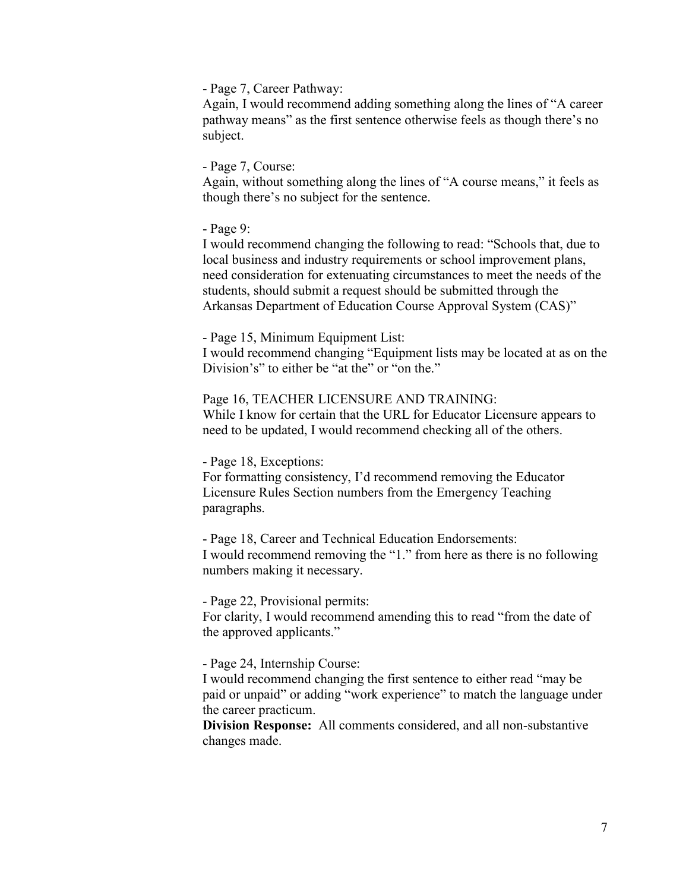- Page 7, Career Pathway:
Again, I would recommend adding something along the lines of "A career pathway means" as the first sentence otherwise feels as though there's no subject.

- Page 7, Course:
Again, without something along the lines of "A course means," it feels as though there's no subject for the sentence.

- Page 9:
I would recommend changing the following to read: "Schools that, due to local business and industry requirements or school improvement plans, need consideration for extenuating circumstances to meet the needs of the students, should submit a request should be submitted through the Arkansas Department of Education Course Approval System (CAS)"

- Page 15, Minimum Equipment List:
I would recommend changing "Equipment lists may be located at as on the Division's" to either be "at the" or "on the."

Page 16, TEACHER LICENSURE AND TRAINING:
While I know for certain that the URL for Educator Licensure appears to need to be updated, I would recommend checking all of the others.

- Page 18, Exceptions:
For formatting consistency, I'd recommend removing the Educator Licensure Rules Section numbers from the Emergency Teaching paragraphs.

- Page 18, Career and Technical Education Endorsements:
I would recommend removing the "1." from here as there is no following numbers making it necessary.

- Page 22, Provisional permits:
For clarity, I would recommend amending this to read "from the date of the approved applicants."

- Page 24, Internship Course:
I would recommend changing the first sentence to either read "may be paid or unpaid" or adding "work experience" to match the language under the career practicum.
**Division Response:** All comments considered, and all non-substantive changes made.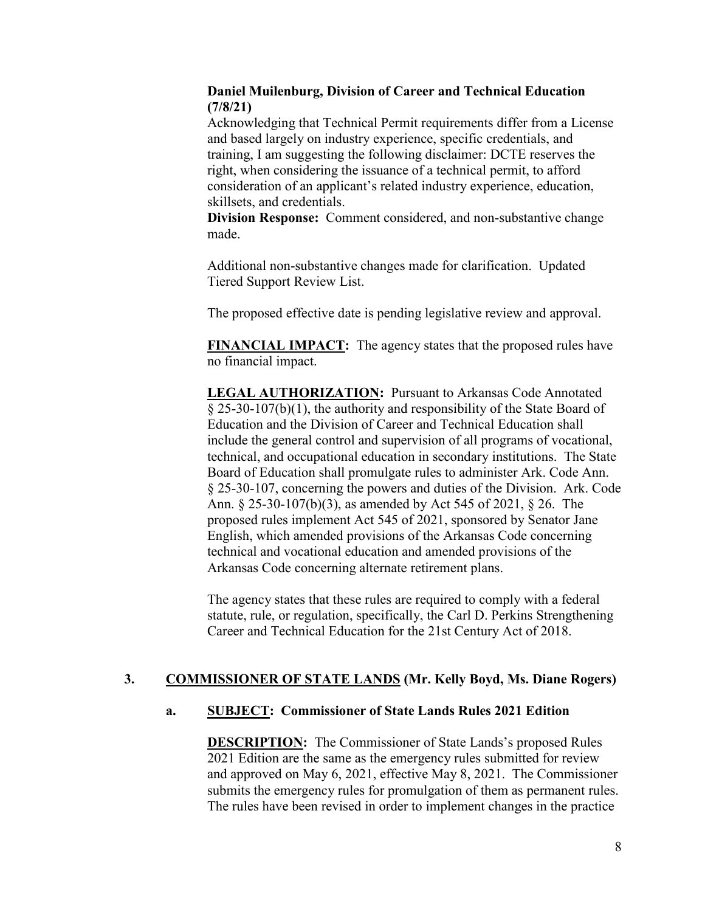**Daniel Muilenburg, Division of Career and Technical Education (7/8/21)**

Acknowledging that Technical Permit requirements differ from a License and based largely on industry experience, specific credentials, and training, I am suggesting the following disclaimer: DCTE reserves the right, when considering the issuance of a technical permit, to afford consideration of an applicant's related industry experience, education, skillsets, and credentials.

**Division Response:** Comment considered, and non-substantive change made.

Additional non-substantive changes made for clarification. Updated Tiered Support Review List.

The proposed effective date is pending legislative review and approval.

**FINANCIAL IMPACT:** The agency states that the proposed rules have no financial impact.

**LEGAL AUTHORIZATION:** Pursuant to Arkansas Code Annotated § 25-30-107(b)(1), the authority and responsibility of the State Board of Education and the Division of Career and Technical Education shall include the general control and supervision of all programs of vocational, technical, and occupational education in secondary institutions. The State Board of Education shall promulgate rules to administer Ark. Code Ann. § 25-30-107, concerning the powers and duties of the Division. Ark. Code Ann. § 25-30-107(b)(3), as amended by Act 545 of 2021, § 26. The proposed rules implement Act 545 of 2021, sponsored by Senator Jane English, which amended provisions of the Arkansas Code concerning technical and vocational education and amended provisions of the Arkansas Code concerning alternate retirement plans.

The agency states that these rules are required to comply with a federal statute, rule, or regulation, specifically, the Carl D. Perkins Strengthening Career and Technical Education for the 21st Century Act of 2018.

## 3. COMMISSIONER OF STATE LANDS (Mr. Kelly Boyd, Ms. Diane Rogers)

### a. SUBJECT: Commissioner of State Lands Rules 2021 Edition

**DESCRIPTION:** The Commissioner of State Lands's proposed Rules 2021 Edition are the same as the emergency rules submitted for review and approved on May 6, 2021, effective May 8, 2021. The Commissioner submits the emergency rules for promulgation of them as permanent rules. The rules have been revised in order to implement changes in the practice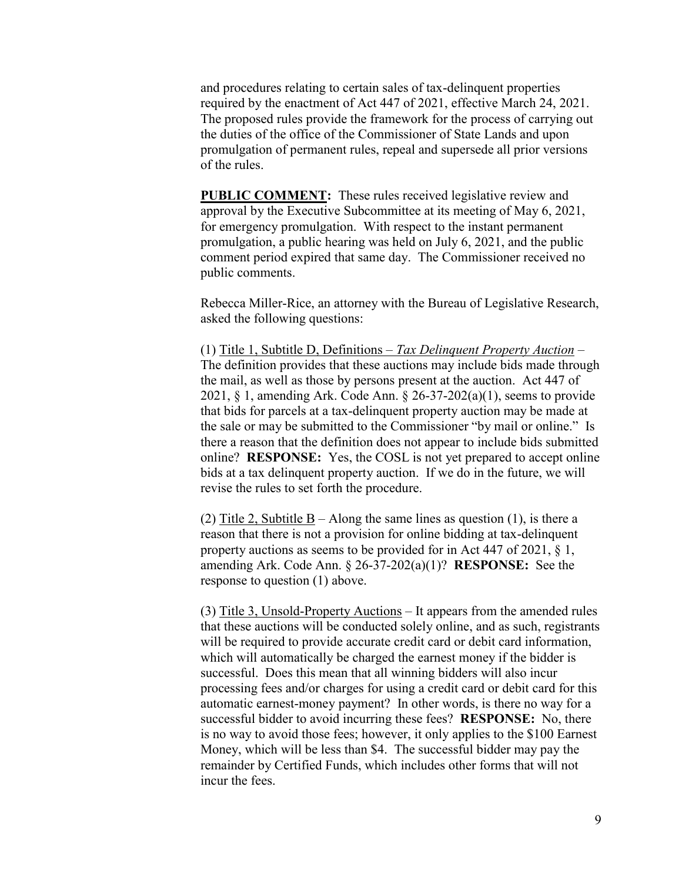and procedures relating to certain sales of tax-delinquent properties required by the enactment of Act 447 of 2021, effective March 24, 2021. The proposed rules provide the framework for the process of carrying out the duties of the office of the Commissioner of State Lands and upon promulgation of permanent rules, repeal and supersede all prior versions of the rules.

**PUBLIC COMMENT:** These rules received legislative review and approval by the Executive Subcommittee at its meeting of May 6, 2021, for emergency promulgation. With respect to the instant permanent promulgation, a public hearing was held on July 6, 2021, and the public comment period expired that same day. The Commissioner received no public comments.

Rebecca Miller-Rice, an attorney with the Bureau of Legislative Research, asked the following questions:

(1) Title 1, Subtitle D, Definitions – *Tax Delinquent Property Auction* – The definition provides that these auctions may include bids made through the mail, as well as those by persons present at the auction. Act 447 of 2021, § 1, amending Ark. Code Ann. § 26-37-202(a)(1), seems to provide that bids for parcels at a tax-delinquent property auction may be made at the sale or may be submitted to the Commissioner "by mail or online." Is there a reason that the definition does not appear to include bids submitted online? **RESPONSE:** Yes, the COSL is not yet prepared to accept online bids at a tax delinquent property auction. If we do in the future, we will revise the rules to set forth the procedure.

(2) Title 2, Subtitle B – Along the same lines as question (1), is there a reason that there is not a provision for online bidding at tax-delinquent property auctions as seems to be provided for in Act 447 of 2021, § 1, amending Ark. Code Ann. § 26-37-202(a)(1)? **RESPONSE:** See the response to question (1) above.

(3) Title 3, Unsold-Property Auctions – It appears from the amended rules that these auctions will be conducted solely online, and as such, registrants will be required to provide accurate credit card or debit card information, which will automatically be charged the earnest money if the bidder is successful. Does this mean that all winning bidders will also incur processing fees and/or charges for using a credit card or debit card for this automatic earnest-money payment? In other words, is there no way for a successful bidder to avoid incurring these fees? **RESPONSE:** No, there is no way to avoid those fees; however, it only applies to the $100 Earnest Money, which will be less than $4. The successful bidder may pay the remainder by Certified Funds, which includes other forms that will not incur the fees.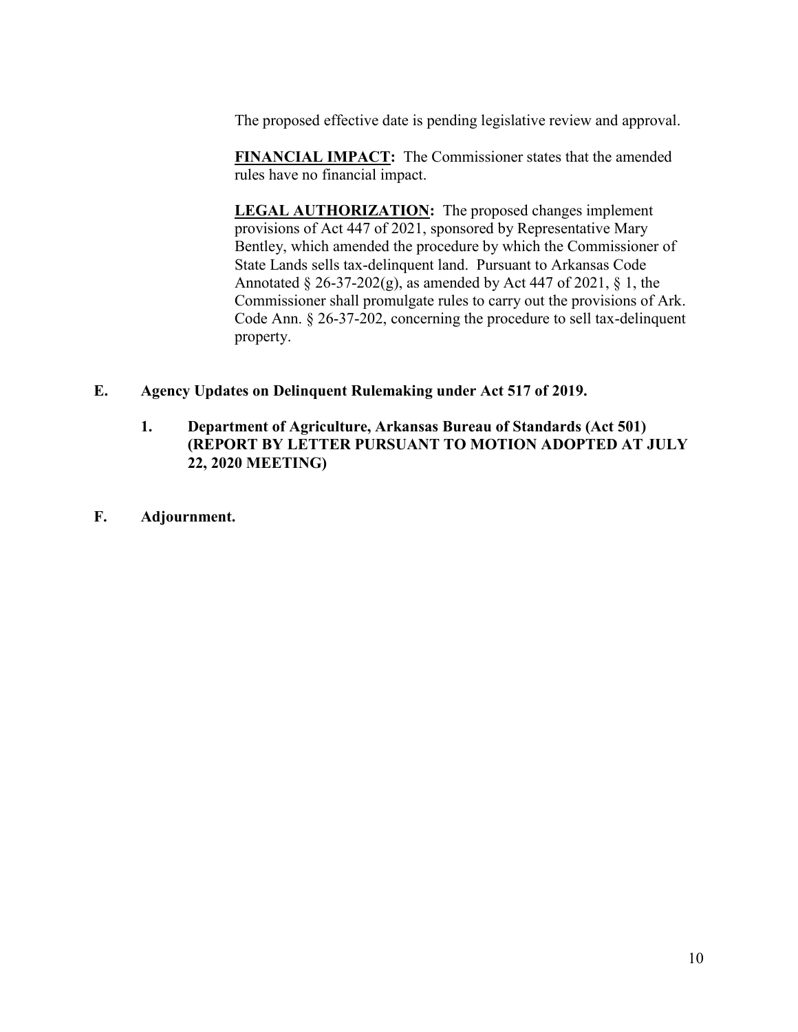The proposed effective date is pending legislative review and approval.

**FINANCIAL IMPACT:** The Commissioner states that the amended rules have no financial impact.

**LEGAL AUTHORIZATION:** The proposed changes implement provisions of Act 447 of 2021, sponsored by Representative Mary Bentley, which amended the procedure by which the Commissioner of State Lands sells tax-delinquent land. Pursuant to Arkansas Code Annotated § 26-37-202(g), as amended by Act 447 of 2021, § 1, the Commissioner shall promulgate rules to carry out the provisions of Ark. Code Ann. § 26-37-202, concerning the procedure to sell tax-delinquent property.

**E. Agency Updates on Delinquent Rulemaking under Act 517 of 2019.**

**1. Department of Agriculture, Arkansas Bureau of Standards (Act 501) (REPORT BY LETTER PURSUANT TO MOTION ADOPTED AT JULY 22, 2020 MEETING)**

**F. Adjournment.**